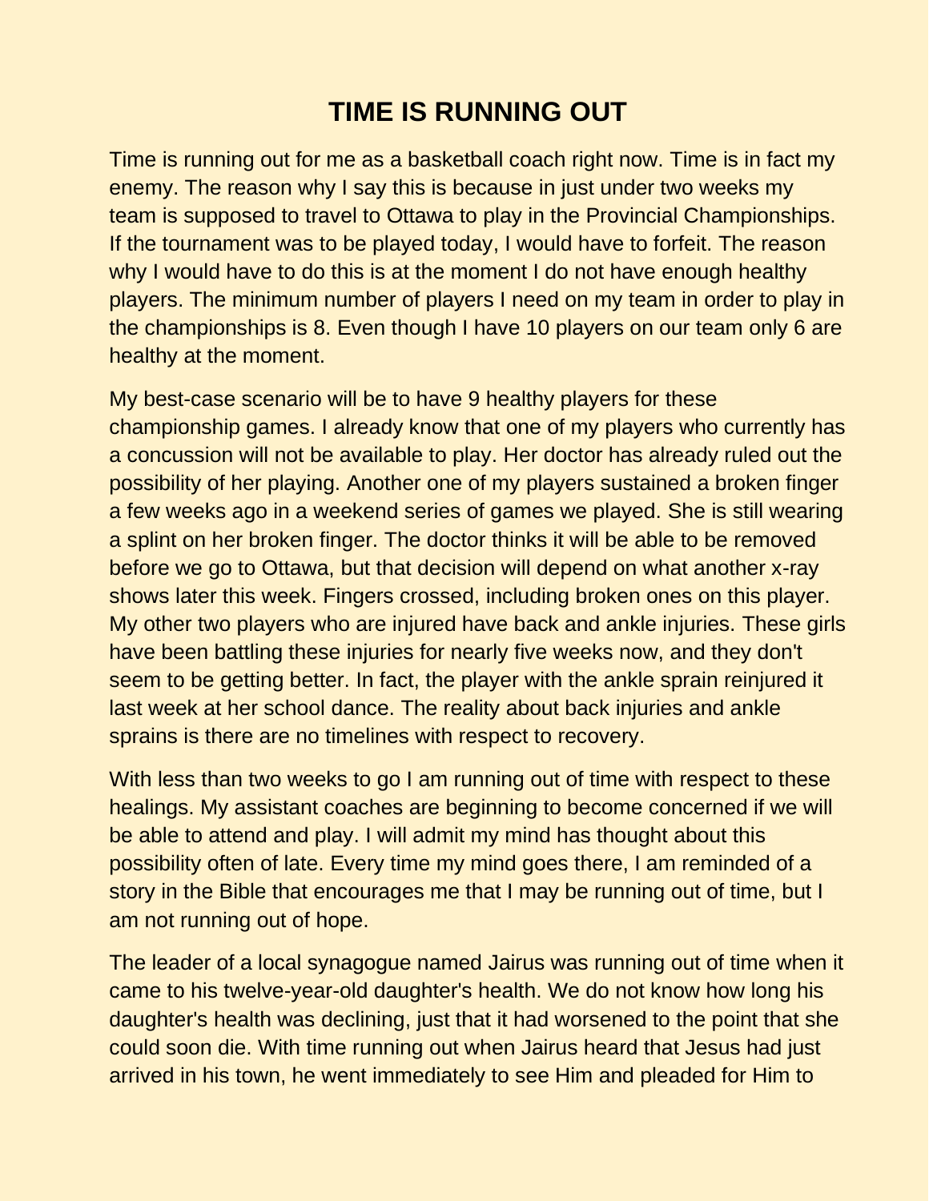# TIME IS RUNNING OUT

Time is running out for me as a basketball coach right now. Time is in fact my enemy. The reason why I say this is because in just under two weeks my team is supposed to travel to Ottawa to play in the Provincial Championships. If the tournament was to be played today, I would have to forfeit. The reason why I would have to do this is at the moment I do not have enough healthy players. The minimum number of players I need on my team in order to play in the championships is 8. Even though I have 10 players on our team only 6 are healthy at the moment.

My best-case scenario will be to have 9 healthy players for these championship games. I already know that one of my players who currently has a concussion will not be available to play. Her doctor has already ruled out the possibility of her playing. Another one of my players sustained a broken finger a few weeks ago in a weekend series of games we played. She is still wearing a splint on her broken finger. The doctor thinks it will be able to be removed before we go to Ottawa, but that decision will depend on what another x-ray shows later this week. Fingers crossed, including broken ones on this player. My other two players who are injured have back and ankle injuries. These girls have been battling these injuries for nearly five weeks now, and they don't seem to be getting better. In fact, the player with the ankle sprain reinjured it last week at her school dance. The reality about back injuries and ankle sprains is there are no timelines with respect to recovery.

With less than two weeks to go I am running out of time with respect to these healings. My assistant coaches are beginning to become concerned if we will be able to attend and play. I will admit my mind has thought about this possibility often of late. Every time my mind goes there, I am reminded of a story in the Bible that encourages me that I may be running out of time, but I am not running out of hope.

The leader of a local synagogue named Jairus was running out of time when it came to his twelve-year-old daughter's health. We do not know how long his daughter's health was declining, just that it had worsened to the point that she could soon die. With time running out when Jairus heard that Jesus had just arrived in his town, he went immediately to see Him and pleaded for Him to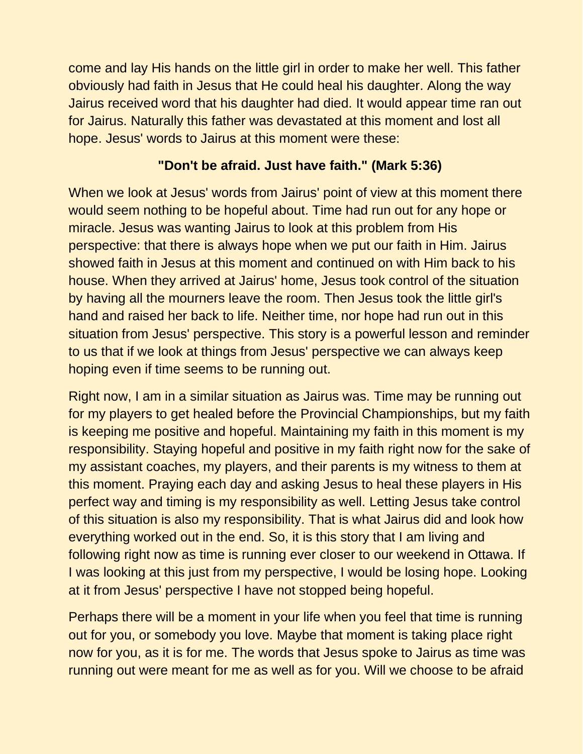come and lay His hands on the little girl in order to make her well. This father obviously had faith in Jesus that He could heal his daughter. Along the way Jairus received word that his daughter had died. It would appear time ran out for Jairus. Naturally this father was devastated at this moment and lost all hope. Jesus' words to Jairus at this moment were these:

**"Don't be afraid. Just have faith." (Mark 5:36)**

When we look at Jesus' words from Jairus' point of view at this moment there would seem nothing to be hopeful about. Time had run out for any hope or miracle. Jesus was wanting Jairus to look at this problem from His perspective: that there is always hope when we put our faith in Him. Jairus showed faith in Jesus at this moment and continued on with Him back to his house. When they arrived at Jairus' home, Jesus took control of the situation by having all the mourners leave the room. Then Jesus took the little girl's hand and raised her back to life. Neither time, nor hope had run out in this situation from Jesus' perspective. This story is a powerful lesson and reminder to us that if we look at things from Jesus' perspective we can always keep hoping even if time seems to be running out.

Right now, I am in a similar situation as Jairus was. Time may be running out for my players to get healed before the Provincial Championships, but my faith is keeping me positive and hopeful. Maintaining my faith in this moment is my responsibility. Staying hopeful and positive in my faith right now for the sake of my assistant coaches, my players, and their parents is my witness to them at this moment. Praying each day and asking Jesus to heal these players in His perfect way and timing is my responsibility as well. Letting Jesus take control of this situation is also my responsibility. That is what Jairus did and look how everything worked out in the end. So, it is this story that I am living and following right now as time is running ever closer to our weekend in Ottawa. If I was looking at this just from my perspective, I would be losing hope. Looking at it from Jesus' perspective I have not stopped being hopeful.

Perhaps there will be a moment in your life when you feel that time is running out for you, or somebody you love. Maybe that moment is taking place right now for you, as it is for me. The words that Jesus spoke to Jairus as time was running out were meant for me as well as for you. Will we choose to be afraid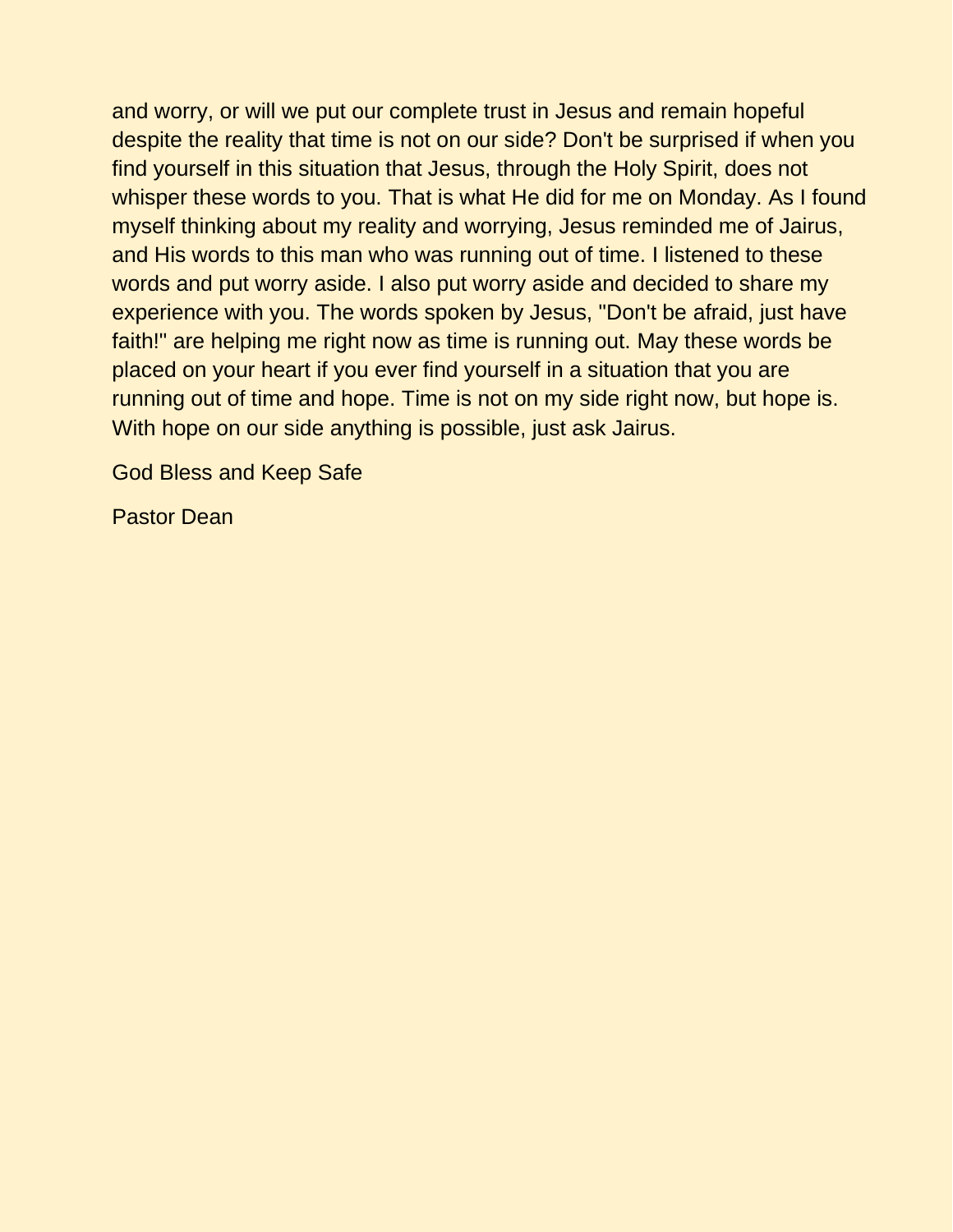and worry, or will we put our complete trust in Jesus and remain hopeful despite the reality that time is not on our side? Don't be surprised if when you find yourself in this situation that Jesus, through the Holy Spirit, does not whisper these words to you. That is what He did for me on Monday. As I found myself thinking about my reality and worrying, Jesus reminded me of Jairus, and His words to this man who was running out of time. I listened to these words and put worry aside. I also put worry aside and decided to share my experience with you. The words spoken by Jesus, "Don't be afraid, just have faith!" are helping me right now as time is running out. May these words be placed on your heart if you ever find yourself in a situation that you are running out of time and hope. Time is not on my side right now, but hope is. With hope on our side anything is possible, just ask Jairus.

God Bless and Keep Safe

Pastor Dean